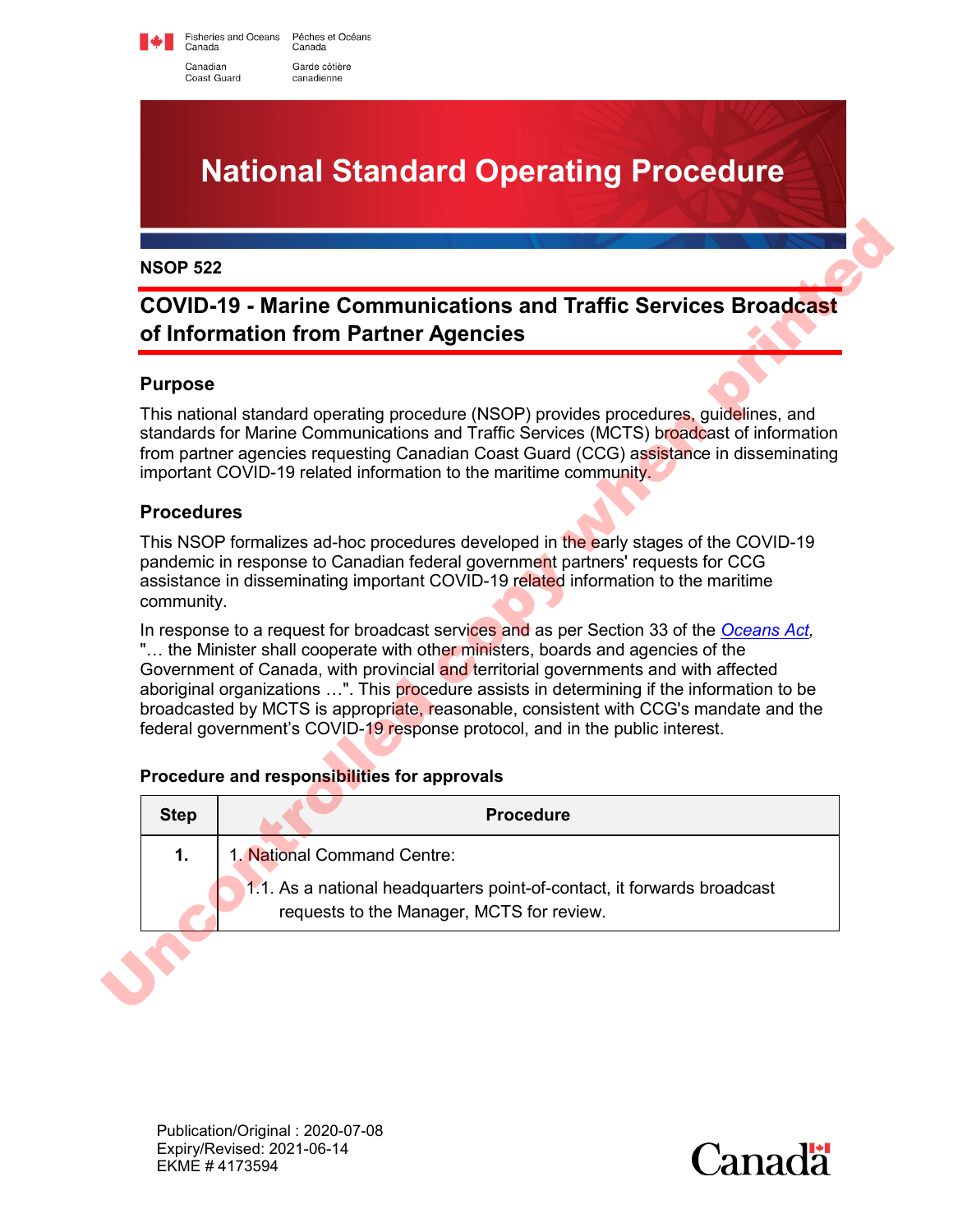Fisheries and Oceans Canada / Pêches et Océans Canada
Canadian Coast Guard / Garde côtière canadienne

# National Standard Operating Procedure

**NSOP 522**

## COVID-19 - Marine Communications and Traffic Services Broadcast of Information from Partner Agencies

### Purpose

This national standard operating procedure (NSOP) provides procedures, guidelines, and standards for Marine Communications and Traffic Services (MCTS) broadcast of information from partner agencies requesting Canadian Coast Guard (CCG) assistance in disseminating important COVID-19 related information to the maritime community.

### Procedures

This NSOP formalizes ad-hoc procedures developed in the early stages of the COVID-19 pandemic in response to Canadian federal government partners' requests for CCG assistance in disseminating important COVID-19 related information to the maritime community.

In response to a request for broadcast services and as per Section 33 of the *Oceans Act*, "… the Minister shall cooperate with other ministers, boards and agencies of the Government of Canada, with provincial and territorial governments and with affected aboriginal organizations …". This procedure assists in determining if the information to be broadcasted by MCTS is appropriate, reasonable, consistent with CCG's mandate and the federal government's COVID-19 response protocol, and in the public interest.

#### Procedure and responsibilities for approvals

| Step | Procedure |
|---|---|
| 1. | 1. National Command Centre:<br>1.1. As a national headquarters point-of-contact, it forwards broadcast requests to the Manager, MCTS for review. |

Publication/Original : 2020-07-08
Expiry/Revised: 2021-06-14
EKME # 4173594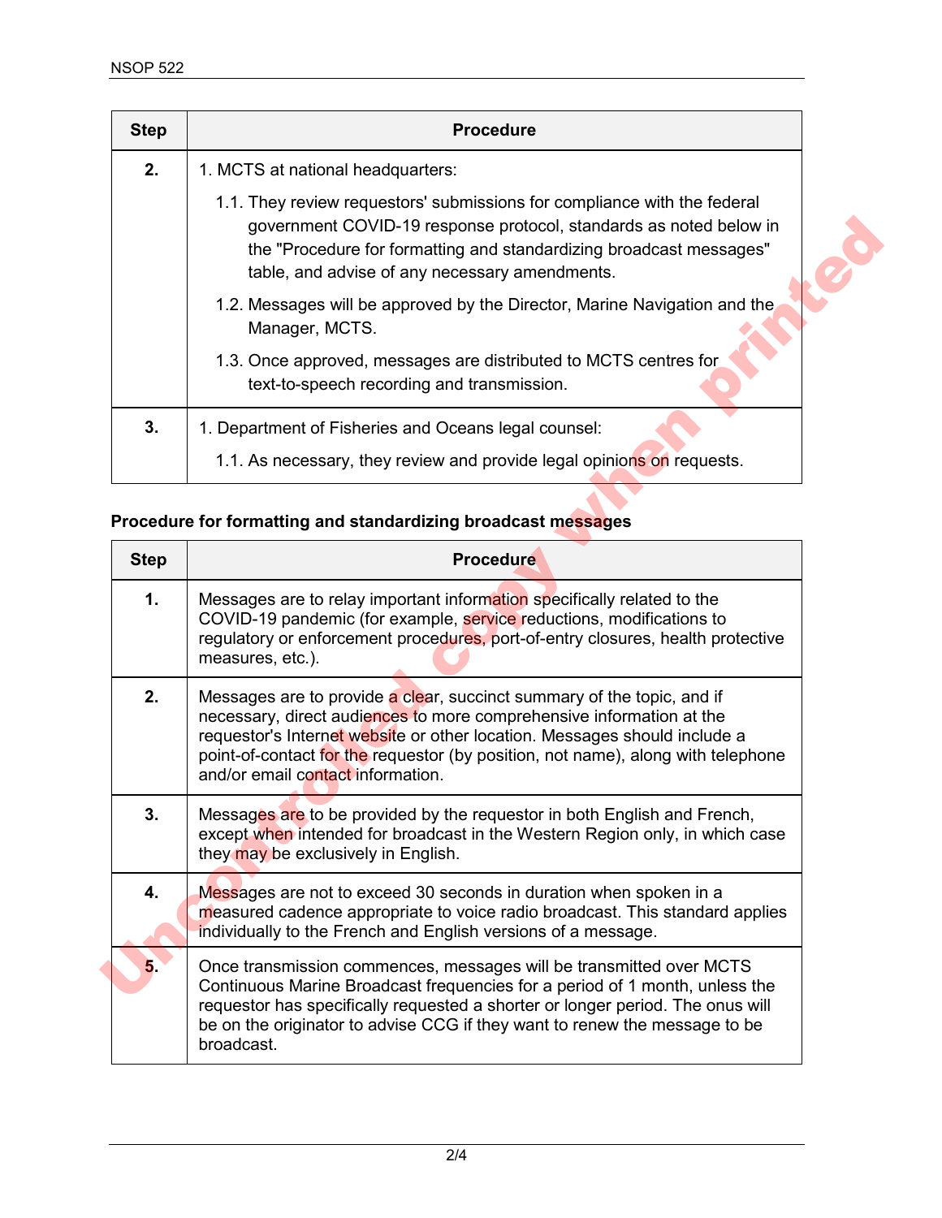| Step | Procedure |
|---|---|
| **2.** | 1. MCTS at national headquarters:<br>1.1. They review requestors' submissions for compliance with the federal government COVID-19 response protocol, standards as noted below in the "Procedure for formatting and standardizing broadcast messages" table, and advise of any necessary amendments.<br>1.2. Messages will be approved by the Director, Marine Navigation and the Manager, MCTS.<br>1.3. Once approved, messages are distributed to MCTS centres for text-to-speech recording and transmission. |
| **3.** | 1. Department of Fisheries and Oceans legal counsel:<br>1.1. As necessary, they review and provide legal opinions on requests. |

**Procedure for formatting and standardizing broadcast messages**

| Step | Procedure |
|---|---|
| **1.** | Messages are to relay important information specifically related to the COVID-19 pandemic (for example, service reductions, modifications to regulatory or enforcement procedures, port-of-entry closures, health protective measures, etc.). |
| **2.** | Messages are to provide a clear, succinct summary of the topic, and if necessary, direct audiences to more comprehensive information at the requestor's Internet website or other location. Messages should include a point-of-contact for the requestor (by position, not name), along with telephone and/or email contact information. |
| **3.** | Messages are to be provided by the requestor in both English and French, except when intended for broadcast in the Western Region only, in which case they may be exclusively in English. |
| **4.** | Messages are not to exceed 30 seconds in duration when spoken in a measured cadence appropriate to voice radio broadcast. This standard applies individually to the French and English versions of a message. |
| **5.** | Once transmission commences, messages will be transmitted over MCTS Continuous Marine Broadcast frequencies for a period of 1 month, unless the requestor has specifically requested a shorter or longer period. The onus will be on the originator to advise CCG if they want to renew the message to be broadcast. |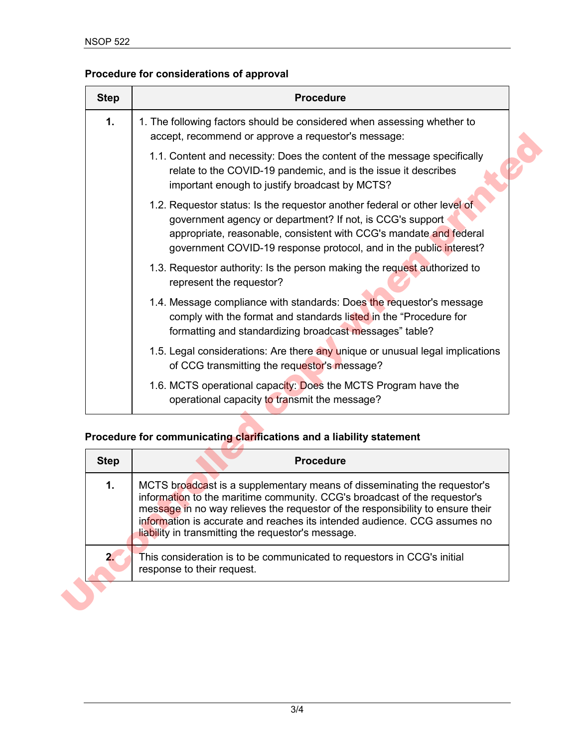**Procedure for considerations of approval**

| Step | Procedure |
|---|---|
| **1.** | 1. The following factors should be considered when assessing whether to accept, recommend or approve a requestor's message:<br><br>1.1. Content and necessity: Does the content of the message specifically relate to the COVID-19 pandemic, and is the issue it describes important enough to justify broadcast by MCTS?<br><br>1.2. Requestor status: Is the requestor another federal or other level of government agency or department? If not, is CCG's support appropriate, reasonable, consistent with CCG's mandate and federal government COVID-19 response protocol, and in the public interest?<br><br>1.3. Requestor authority: Is the person making the request authorized to represent the requestor?<br><br>1.4. Message compliance with standards: Does the requestor's message comply with the format and standards listed in the "Procedure for formatting and standardizing broadcast messages" table?<br><br>1.5. Legal considerations: Are there any unique or unusual legal implications of CCG transmitting the requestor's message?<br><br>1.6. MCTS operational capacity: Does the MCTS Program have the operational capacity to transmit the message? |

**Procedure for communicating clarifications and a liability statement**

| Step | Procedure |
|---|---|
| **1.** | MCTS broadcast is a supplementary means of disseminating the requestor's information to the maritime community. CCG's broadcast of the requestor's message in no way relieves the requestor of the responsibility to ensure their information is accurate and reaches its intended audience. CCG assumes no liability in transmitting the requestor's message. |
| **2.** | This consideration is to be communicated to requestors in CCG's initial response to their request. |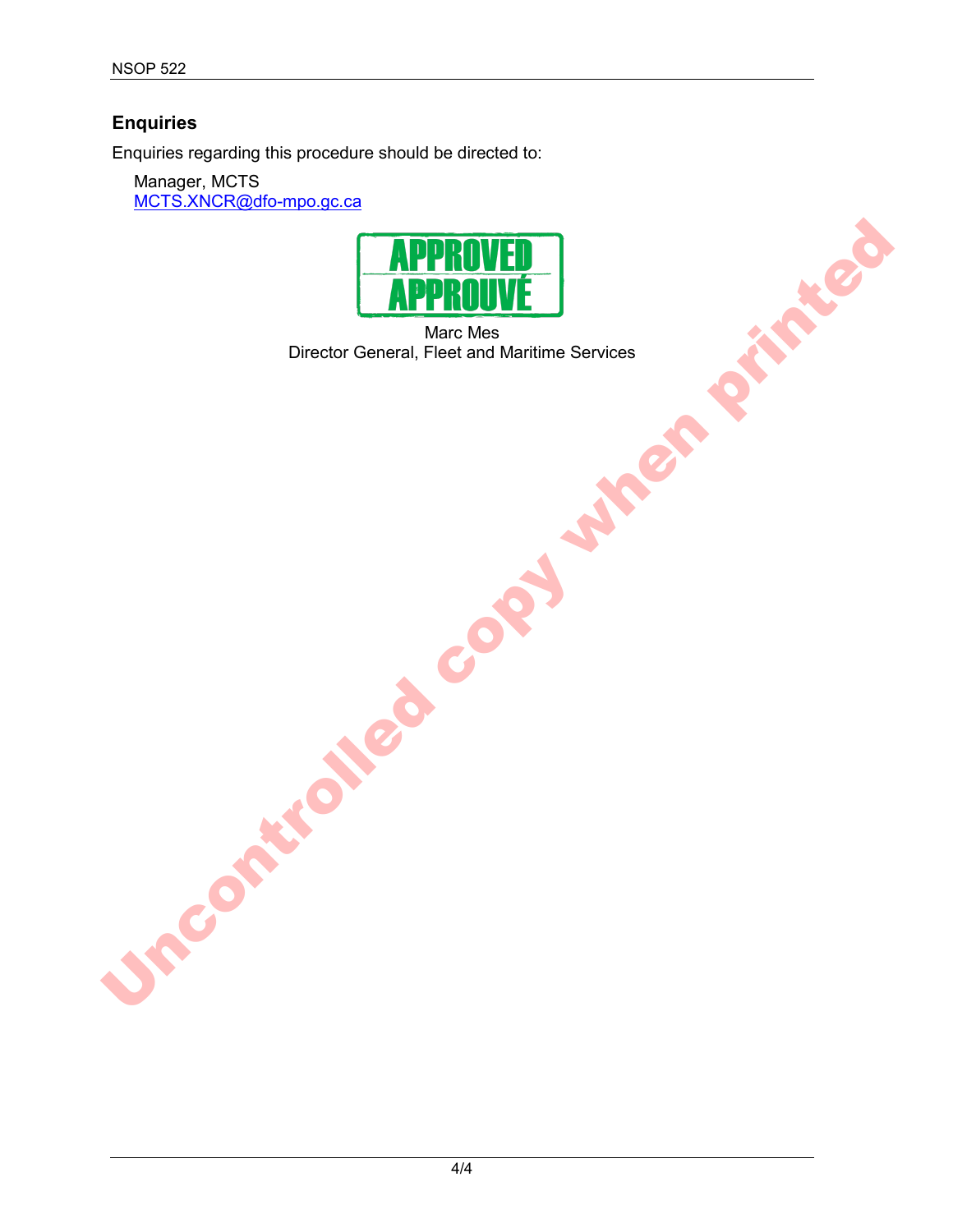## Enquiries

Enquiries regarding this procedure should be directed to:

Manager, MCTS
MCTS.XNCR@dfo-mpo.gc.ca

APPROVED
APPROUVÉ

Marc Mes
Director General, Fleet and Maritime Services

Uncontrolled copy when printed